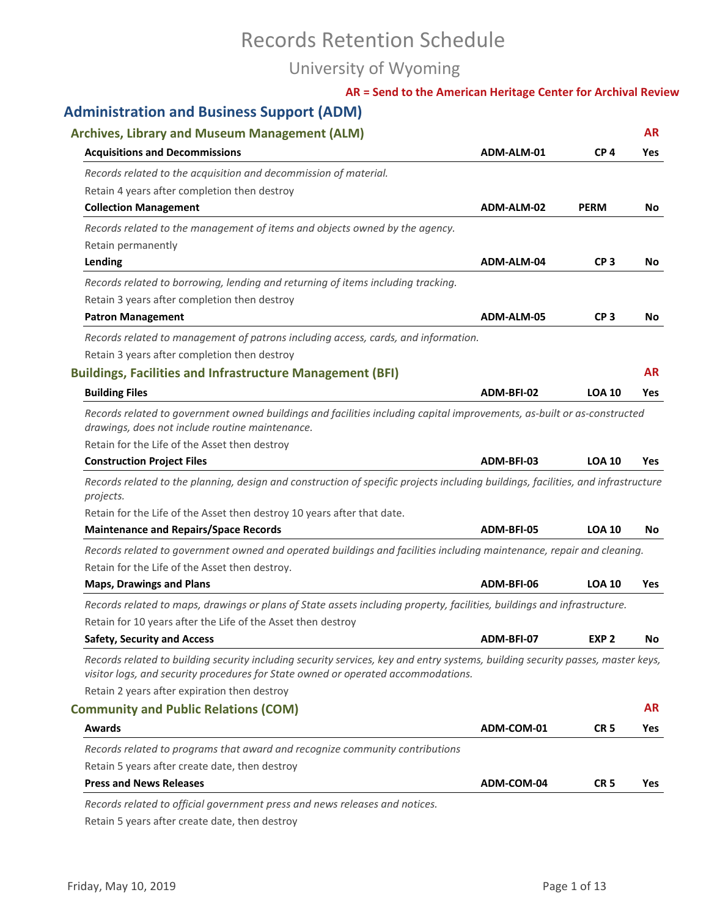# Records Retention Schedule

## University of Wyoming

**AR = Send to the American Heritage Center for Archival Review**

## Administration and Business Support (ADM)

### Archives, Library and Museum Management (ALM)

| | | | AR |
|---|---|---|---|
| **Acquisitions and Decommissions** | **ADM-ALM-01** | **CP 4** | **Yes** |

*Records related to the acquisition and decommission of material.*

Retain 4 years after completion then destroy

| | | | |
|---|---|---|---|
| **Collection Management** | **ADM-ALM-02** | **PERM** | **No** |

*Records related to the management of items and objects owned by the agency.*

Retain permanently

| | | | |
|---|---|---|---|
| **Lending** | **ADM-ALM-04** | **CP 3** | **No** |

*Records related to borrowing, lending and returning of items including tracking.*

Retain 3 years after completion then destroy

| | | | |
|---|---|---|---|
| **Patron Management** | **ADM-ALM-05** | **CP 3** | **No** |

*Records related to management of patrons including access, cards, and information.*

Retain 3 years after completion then destroy

### Buildings, Facilities and Infrastructure Management (BFI)

| | | | AR |
|---|---|---|---|
| **Building Files** | **ADM-BFI-02** | **LOA 10** | **Yes** |

*Records related to government owned buildings and facilities including capital improvements, as-built or as-constructed drawings, does not include routine maintenance.*

Retain for the Life of the Asset then destroy

| | | | |
|---|---|---|---|
| **Construction Project Files** | **ADM-BFI-03** | **LOA 10** | **Yes** |

*Records related to the planning, design and construction of specific projects including buildings, facilities, and infrastructure projects.*

Retain for the Life of the Asset then destroy 10 years after that date.

| | | | |
|---|---|---|---|
| **Maintenance and Repairs/Space Records** | **ADM-BFI-05** | **LOA 10** | **No** |

*Records related to government owned and operated buildings and facilities including maintenance, repair and cleaning.*

Retain for the Life of the Asset then destroy.

| | | | |
|---|---|---|---|
| **Maps, Drawings and Plans** | **ADM-BFI-06** | **LOA 10** | **Yes** |

*Records related to maps, drawings or plans of State assets including property, facilities, buildings and infrastructure.*

Retain for 10 years after the Life of the Asset then destroy

| | | | |
|---|---|---|---|
| **Safety, Security and Access** | **ADM-BFI-07** | **EXP 2** | **No** |

*Records related to building security including security services, key and entry systems, building security passes, master keys, visitor logs, and security procedures for State owned or operated accommodations.*

Retain 2 years after expiration then destroy

### Community and Public Relations (COM)

| | | | AR |
|---|---|---|---|
| **Awards** | **ADM-COM-01** | **CR 5** | **Yes** |

*Records related to programs that award and recognize community contributions*

Retain 5 years after create date, then destroy

| | | | |
|---|---|---|---|
| **Press and News Releases** | **ADM-COM-04** | **CR 5** | **Yes** |

*Records related to official government press and news releases and notices.*

Retain 5 years after create date, then destroy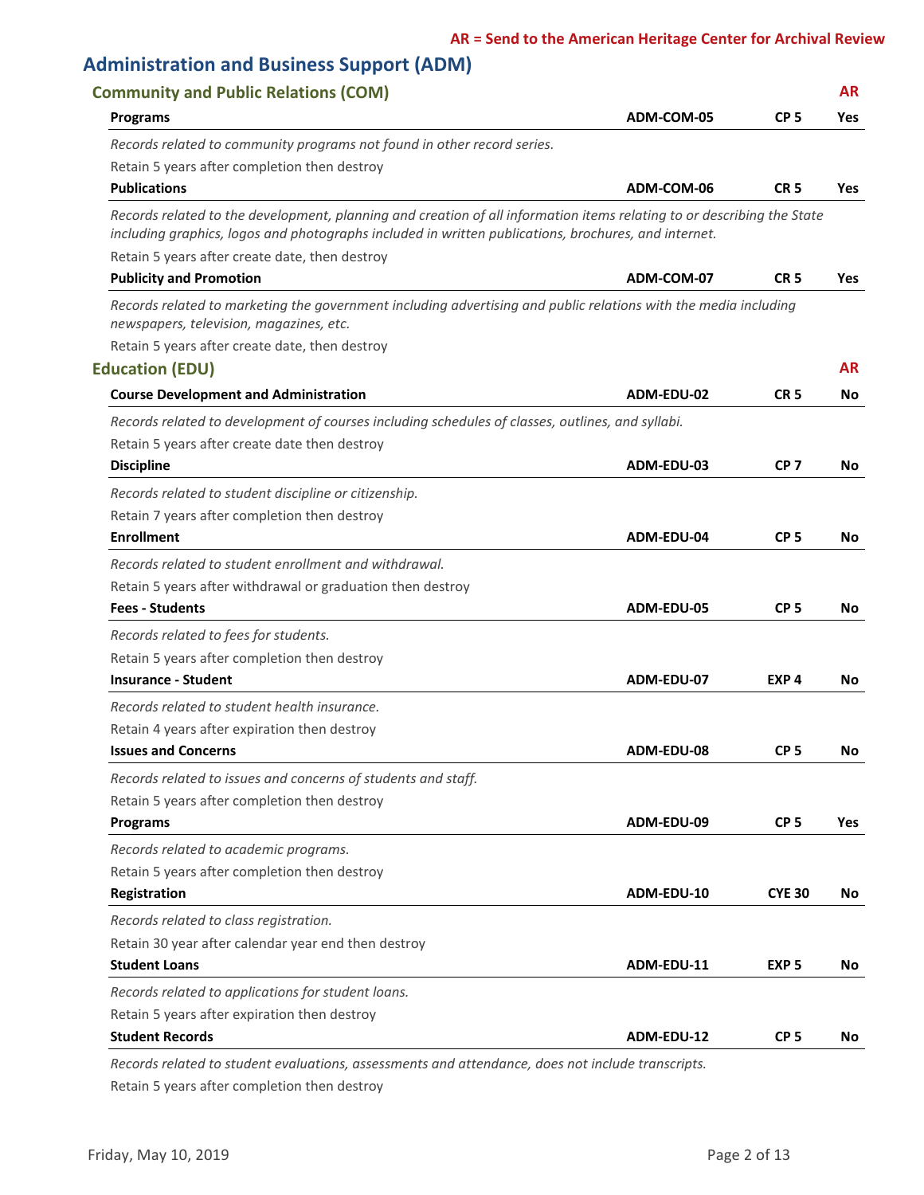**AR = Send to the American Heritage Center for Archival Review**

## Administration and Business Support (ADM)

### Community and Public Relations (COM)

| | | | AR |
|---|---|---|---|
| **Programs** | **ADM-COM-05** | **CP 5** | **Yes** |

*Records related to community programs not found in other record series.*

Retain 5 years after completion then destroy

| | | | |
|---|---|---|---|
| **Publications** | **ADM-COM-06** | **CR 5** | **Yes** |

*Records related to the development, planning and creation of all information items relating to or describing the State including graphics, logos and photographs included in written publications, brochures, and internet.*

Retain 5 years after create date, then destroy

| | | | |
|---|---|---|---|
| **Publicity and Promotion** | **ADM-COM-07** | **CR 5** | **Yes** |

*Records related to marketing the government including advertising and public relations with the media including newspapers, television, magazines, etc.*

Retain 5 years after create date, then destroy

### Education (EDU)

| | | | AR |
|---|---|---|---|
| **Course Development and Administration** | **ADM-EDU-02** | **CR 5** | **No** |

*Records related to development of courses including schedules of classes, outlines, and syllabi.*

Retain 5 years after create date then destroy

| | | | |
|---|---|---|---|
| **Discipline** | **ADM-EDU-03** | **CP 7** | **No** |

*Records related to student discipline or citizenship.*

Retain 7 years after completion then destroy

| | | | |
|---|---|---|---|
| **Enrollment** | **ADM-EDU-04** | **CP 5** | **No** |

*Records related to student enrollment and withdrawal.*

Retain 5 years after withdrawal or graduation then destroy

| | | | |
|---|---|---|---|
| **Fees - Students** | **ADM-EDU-05** | **CP 5** | **No** |

*Records related to fees for students.*

Retain 5 years after completion then destroy

| | | | |
|---|---|---|---|
| **Insurance - Student** | **ADM-EDU-07** | **EXP 4** | **No** |

*Records related to student health insurance.*

Retain 4 years after expiration then destroy

| | | | |
|---|---|---|---|
| **Issues and Concerns** | **ADM-EDU-08** | **CP 5** | **No** |

*Records related to issues and concerns of students and staff.*

Retain 5 years after completion then destroy

| | | | |
|---|---|---|---|
| **Programs** | **ADM-EDU-09** | **CP 5** | **Yes** |

*Records related to academic programs.*

Retain 5 years after completion then destroy

| | | | |
|---|---|---|---|
| **Registration** | **ADM-EDU-10** | **CYE 30** | **No** |

*Records related to class registration.*

Retain 30 year after calendar year end then destroy

| | | | |
|---|---|---|---|
| **Student Loans** | **ADM-EDU-11** | **EXP 5** | **No** |

*Records related to applications for student loans.*

Retain 5 years after expiration then destroy

| | | | |
|---|---|---|---|
| **Student Records** | **ADM-EDU-12** | **CP 5** | **No** |

*Records related to student evaluations, assessments and attendance, does not include transcripts.*

Retain 5 years after completion then destroy

Friday, May 10, 2019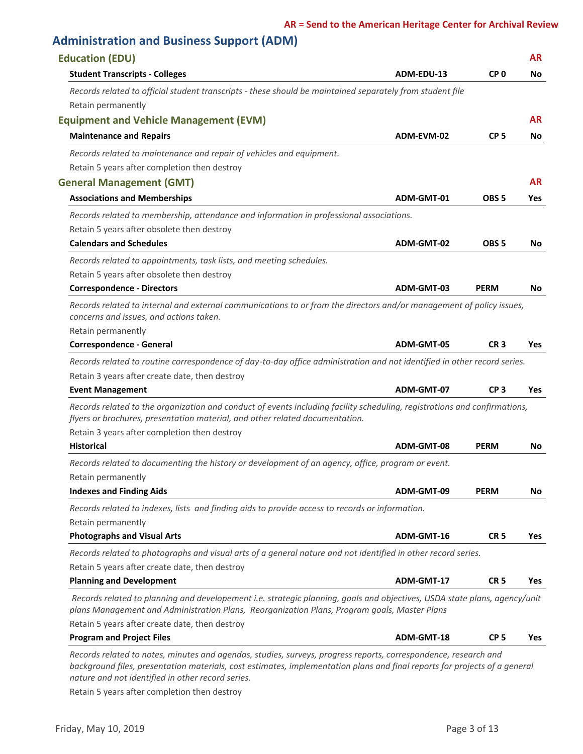**AR = Send to the American Heritage Center for Archival Review**

# Administration and Business Support (ADM)

## Education (EDU)

| | | | AR |
|---|---|---|---|
| **Student Transcripts - Colleges** | **ADM-EDU-13** | **CP 0** | **No** |

*Records related to official student transcripts - these should be maintained separately from student file*

Retain permanently

## Equipment and Vehicle Management (EVM)

| | | | AR |
|---|---|---|---|
| **Maintenance and Repairs** | **ADM-EVM-02** | **CP 5** | **No** |

*Records related to maintenance and repair of vehicles and equipment.*

Retain 5 years after completion then destroy

## General Management (GMT)

| | | | AR |
|---|---|---|---|
| **Associations and Memberships** | **ADM-GMT-01** | **OBS 5** | **Yes** |

*Records related to membership, attendance and information in professional associations.*

Retain 5 years after obsolete then destroy

| | | | |
|---|---|---|---|
| **Calendars and Schedules** | **ADM-GMT-02** | **OBS 5** | **No** |

*Records related to appointments, task lists, and meeting schedules.*

Retain 5 years after obsolete then destroy

| | | | |
|---|---|---|---|
| **Correspondence - Directors** | **ADM-GMT-03** | **PERM** | **No** |

*Records related to internal and external communications to or from the directors and/or management of policy issues, concerns and issues, and actions taken.*

Retain permanently

| | | | |
|---|---|---|---|
| **Correspondence - General** | **ADM-GMT-05** | **CR 3** | **Yes** |

*Records related to routine correspondence of day-to-day office administration and not identified in other record series.*

Retain 3 years after create date, then destroy

| | | | |
|---|---|---|---|
| **Event Management** | **ADM-GMT-07** | **CP 3** | **Yes** |

*Records related to the organization and conduct of events including facility scheduling, registrations and confirmations, flyers or brochures, presentation material, and other related documentation.*

Retain 3 years after completion then destroy

| | | | |
|---|---|---|---|
| **Historical** | **ADM-GMT-08** | **PERM** | **No** |

*Records related to documenting the history or development of an agency, office, program or event.*

Retain permanently

| | | | |
|---|---|---|---|
| **Indexes and Finding Aids** | **ADM-GMT-09** | **PERM** | **No** |

*Records related to indexes, lists and finding aids to provide access to records or information.*

Retain permanently

| | | | |
|---|---|---|---|
| **Photographs and Visual Arts** | **ADM-GMT-16** | **CR 5** | **Yes** |

*Records related to photographs and visual arts of a general nature and not identified in other record series.*

Retain 5 years after create date, then destroy

| | | | |
|---|---|---|---|
| **Planning and Development** | **ADM-GMT-17** | **CR 5** | **Yes** |

*Records related to planning and developement i.e. strategic planning, goals and objectives, USDA state plans, agency/unit plans Management and Administration Plans, Reorganization Plans, Program goals, Master Plans*

Retain 5 years after create date, then destroy

| | | | |
|---|---|---|---|
| **Program and Project Files** | **ADM-GMT-18** | **CP 5** | **Yes** |

*Records related to notes, minutes and agendas, studies, surveys, progress reports, correspondence, research and background files, presentation materials, cost estimates, implementation plans and final reports for projects of a general nature and not identified in other record series.*

Retain 5 years after completion then destroy

Friday, May 10, 2019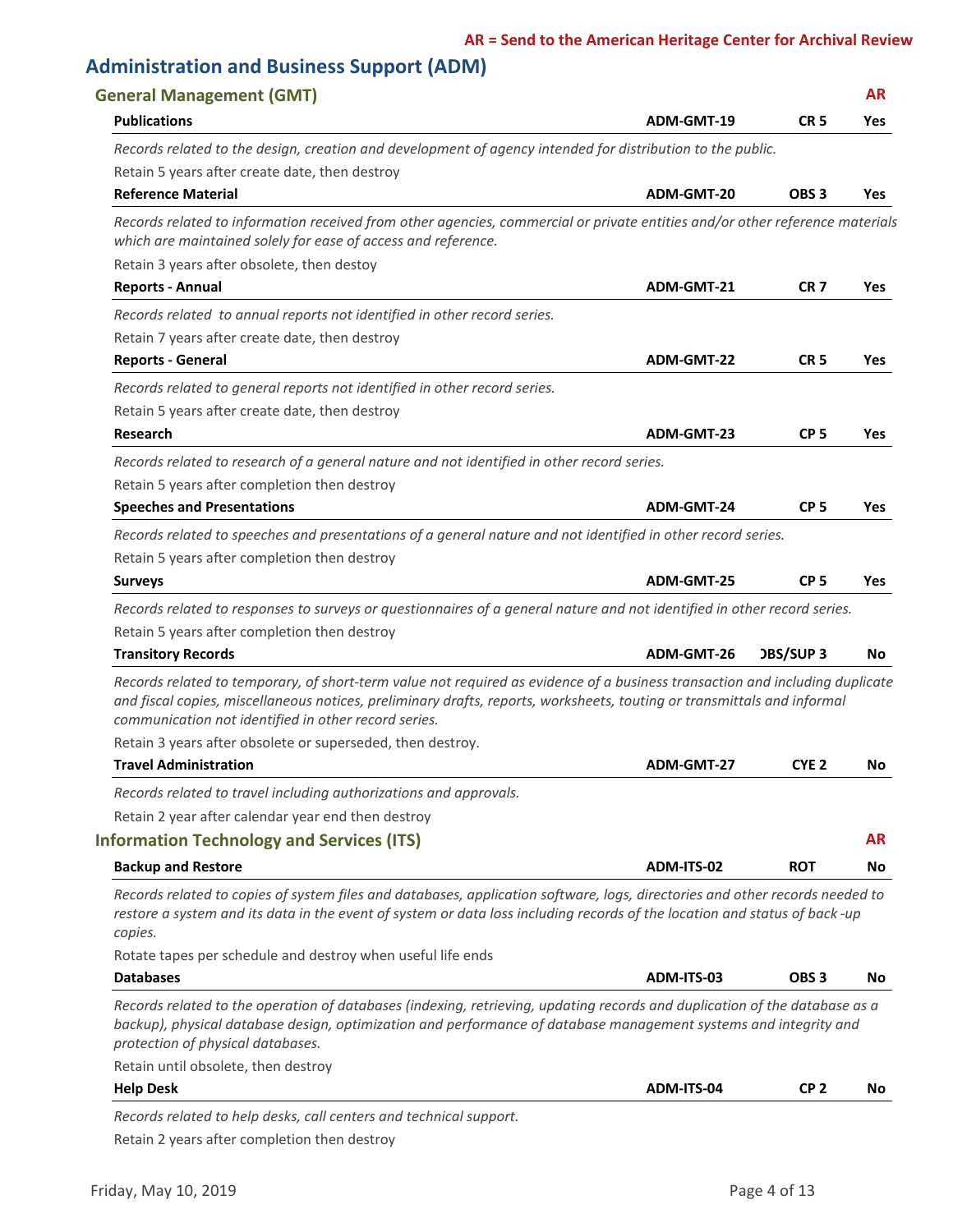**AR = Send to the American Heritage Center for Archival Review**

# Administration and Business Support (ADM)

## General Management (GMT) — AR

| Record Series | Code | Retention | AR |
|---|---|---|---|
| **Publications** | **ADM-GMT-19** | **CR 5** | **Yes** |

*Records related to the design, creation and development of agency intended for distribution to the public.*

Retain 5 years after create date, then destroy

| Record Series | Code | Retention | AR |
|---|---|---|---|
| **Reference Material** | **ADM-GMT-20** | **OBS 3** | **Yes** |

*Records related to information received from other agencies, commercial or private entities and/or other reference materials which are maintained solely for ease of access and reference.*

Retain 3 years after obsolete, then destoy

| Record Series | Code | Retention | AR |
|---|---|---|---|
| **Reports - Annual** | **ADM-GMT-21** | **CR 7** | **Yes** |

*Records related to annual reports not identified in other record series.*

Retain 7 years after create date, then destroy

| Record Series | Code | Retention | AR |
|---|---|---|---|
| **Reports - General** | **ADM-GMT-22** | **CR 5** | **Yes** |

*Records related to general reports not identified in other record series.*

Retain 5 years after create date, then destroy

| Record Series | Code | Retention | AR |
|---|---|---|---|
| **Research** | **ADM-GMT-23** | **CP 5** | **Yes** |

*Records related to research of a general nature and not identified in other record series.*

Retain 5 years after completion then destroy

| Record Series | Code | Retention | AR |
|---|---|---|---|
| **Speeches and Presentations** | **ADM-GMT-24** | **CP 5** | **Yes** |

*Records related to speeches and presentations of a general nature and not identified in other record series.*

Retain 5 years after completion then destroy

| Record Series | Code | Retention | AR |
|---|---|---|---|
| **Surveys** | **ADM-GMT-25** | **CP 5** | **Yes** |

*Records related to responses to surveys or questionnaires of a general nature and not identified in other record series.*

Retain 5 years after completion then destroy

| Record Series | Code | Retention | AR |
|---|---|---|---|
| **Transitory Records** | **ADM-GMT-26** | **OBS/SUP 3** | **No** |

*Records related to temporary, of short-term value not required as evidence of a business transaction and including duplicate and fiscal copies, miscellaneous notices, preliminary drafts, reports, worksheets, touting or transmittals and informal communication not identified in other record series.*

Retain 3 years after obsolete or superseded, then destroy.

| Record Series | Code | Retention | AR |
|---|---|---|---|
| **Travel Administration** | **ADM-GMT-27** | **CYE 2** | **No** |

*Records related to travel including authorizations and approvals.*

Retain 2 year after calendar year end then destroy

## Information Technology and Services (ITS) — AR

| Record Series | Code | Retention | AR |
|---|---|---|---|
| **Backup and Restore** | **ADM-ITS-02** | **ROT** | **No** |

*Records related to copies of system files and databases, application software, logs, directories and other records needed to restore a system and its data in the event of system or data loss including records of the location and status of back -up copies.*

Rotate tapes per schedule and destroy when useful life ends

| Record Series | Code | Retention | AR |
|---|---|---|---|
| **Databases** | **ADM-ITS-03** | **OBS 3** | **No** |

*Records related to the operation of databases (indexing, retrieving, updating records and duplication of the database as a backup), physical database design, optimization and performance of database management systems and integrity and protection of physical databases.*

Retain until obsolete, then destroy

| Record Series | Code | Retention | AR |
|---|---|---|---|
| **Help Desk** | **ADM-ITS-04** | **CP 2** | **No** |

*Records related to help desks, call centers and technical support.*

Retain 2 years after completion then destroy

Friday, May 10, 2019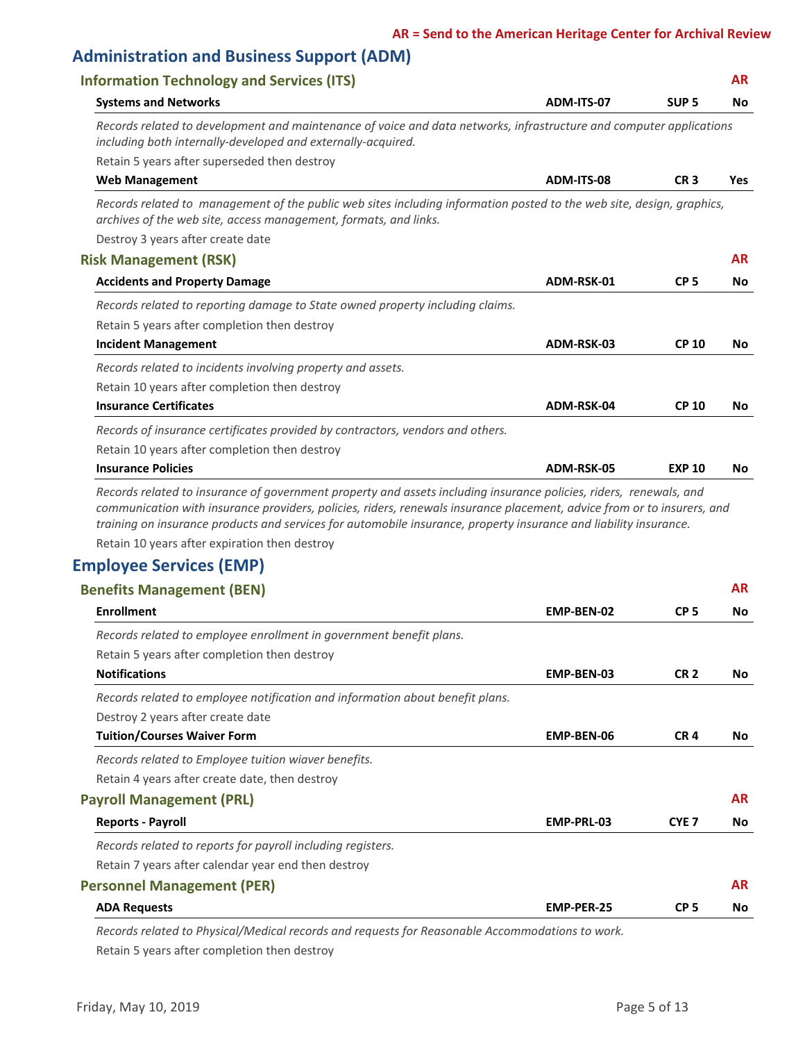**AR = Send to the American Heritage Center for Archival Review**

# Administration and Business Support (ADM)

## Information Technology and Services (ITS)

| | | | AR |
|---|---|---|---|
| **Systems and Networks** | **ADM-ITS-07** | **SUP 5** | **No** |

*Records related to development and maintenance of voice and data networks, infrastructure and computer applications including both internally-developed and externally-acquired.*

Retain 5 years after superseded then destroy

| | | | |
|---|---|---|---|
| **Web Management** | **ADM-ITS-08** | **CR 3** | **Yes** |

*Records related to management of the public web sites including information posted to the web site, design, graphics, archives of the web site, access management, formats, and links.*

Destroy 3 years after create date

## Risk Management (RSK)

| | | | AR |
|---|---|---|---|
| **Accidents and Property Damage** | **ADM-RSK-01** | **CP 5** | **No** |

*Records related to reporting damage to State owned property including claims.*

Retain 5 years after completion then destroy

| | | | |
|---|---|---|---|
| **Incident Management** | **ADM-RSK-03** | **CP 10** | **No** |

*Records related to incidents involving property and assets.*

Retain 10 years after completion then destroy

| | | | |
|---|---|---|---|
| **Insurance Certificates** | **ADM-RSK-04** | **CP 10** | **No** |

*Records of insurance certificates provided by contractors, vendors and others.*

Retain 10 years after completion then destroy

| | | | |
|---|---|---|---|
| **Insurance Policies** | **ADM-RSK-05** | **EXP 10** | **No** |

*Records related to insurance of government property and assets including insurance policies, riders, renewals, and communication with insurance providers, policies, riders, renewals insurance placement, advice from or to insurers, and training on insurance products and services for automobile insurance, property insurance and liability insurance.*

Retain 10 years after expiration then destroy

# Employee Services (EMP)

## Benefits Management (BEN)

| | | | AR |
|---|---|---|---|
| **Enrollment** | **EMP-BEN-02** | **CP 5** | **No** |

*Records related to employee enrollment in government benefit plans.*

Retain 5 years after completion then destroy

| | | | |
|---|---|---|---|
| **Notifications** | **EMP-BEN-03** | **CR 2** | **No** |

*Records related to employee notification and information about benefit plans.*

Destroy 2 years after create date

| | | | |
|---|---|---|---|
| **Tuition/Courses Waiver Form** | **EMP-BEN-06** | **CR 4** | **No** |

*Records related to Employee tuition wiaver benefits.*

Retain 4 years after create date, then destroy

## Payroll Management (PRL)

| | | | AR |
|---|---|---|---|
| **Reports - Payroll** | **EMP-PRL-03** | **CYE 7** | **No** |

*Records related to reports for payroll including registers.*

Retain 7 years after calendar year end then destroy

## Personnel Management (PER)

| | | | AR |
|---|---|---|---|
| **ADA Requests** | **EMP-PER-25** | **CP 5** | **No** |

*Records related to Physical/Medical records and requests for Reasonable Accommodations to work.*

Retain 5 years after completion then destroy

Friday, May 10, 2019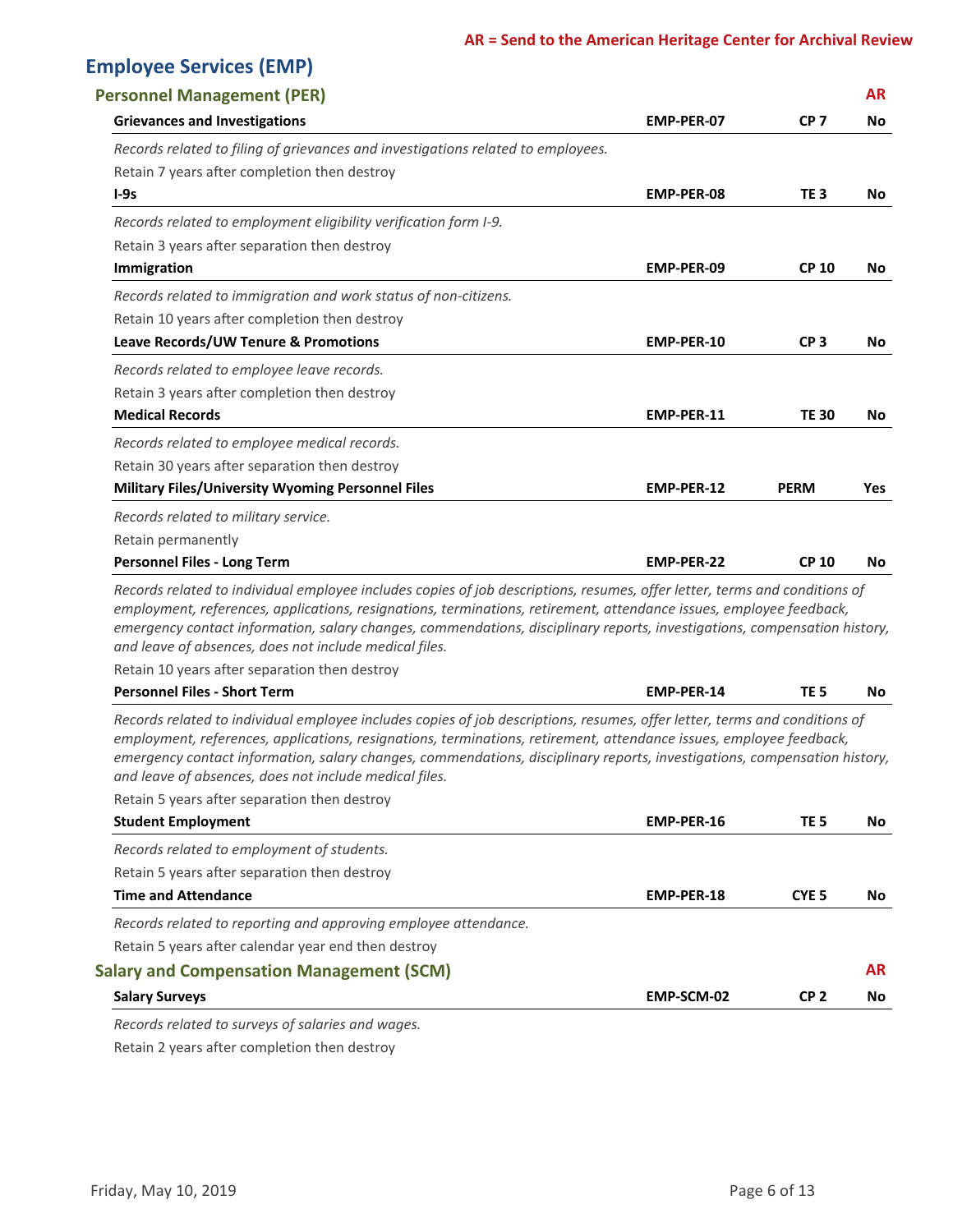**AR = Send to the American Heritage Center for Archival Review**

# Employee Services (EMP)

## Personnel Management (PER)

| | | | AR |
|---|---|---|---|
| **Grievances and Investigations** | **EMP-PER-07** | **CP 7** | **No** |

*Records related to filing of grievances and investigations related to employees.*

Retain 7 years after completion then destroy

| | | | |
|---|---|---|---|
| **I-9s** | **EMP-PER-08** | **TE 3** | **No** |

*Records related to employment eligibility verification form I-9.*

Retain 3 years after separation then destroy

| | | | |
|---|---|---|---|
| **Immigration** | **EMP-PER-09** | **CP 10** | **No** |

*Records related to immigration and work status of non-citizens.*

Retain 10 years after completion then destroy

| | | | |
|---|---|---|---|
| **Leave Records/UW Tenure & Promotions** | **EMP-PER-10** | **CP 3** | **No** |

*Records related to employee leave records.*

Retain 3 years after completion then destroy

| | | | |
|---|---|---|---|
| **Medical Records** | **EMP-PER-11** | **TE 30** | **No** |

*Records related to employee medical records.*

Retain 30 years after separation then destroy

| | | | |
|---|---|---|---|
| **Military Files/University Wyoming Personnel Files** | **EMP-PER-12** | **PERM** | **Yes** |

*Records related to military service.*

Retain permanently

| | | | |
|---|---|---|---|
| **Personnel Files - Long Term** | **EMP-PER-22** | **CP 10** | **No** |

*Records related to individual employee includes copies of job descriptions, resumes, offer letter, terms and conditions of employment, references, applications, resignations, terminations, retirement, attendance issues, employee feedback, emergency contact information, salary changes, commendations, disciplinary reports, investigations, compensation history, and leave of absences, does not include medical files.*

Retain 10 years after separation then destroy

| | | | |
|---|---|---|---|
| **Personnel Files - Short Term** | **EMP-PER-14** | **TE 5** | **No** |

*Records related to individual employee includes copies of job descriptions, resumes, offer letter, terms and conditions of employment, references, applications, resignations, terminations, retirement, attendance issues, employee feedback, emergency contact information, salary changes, commendations, disciplinary reports, investigations, compensation history, and leave of absences, does not include medical files.*

Retain 5 years after separation then destroy

| | | | |
|---|---|---|---|
| **Student Employment** | **EMP-PER-16** | **TE 5** | **No** |

*Records related to employment of students.*

Retain 5 years after separation then destroy

| | | | |
|---|---|---|---|
| **Time and Attendance** | **EMP-PER-18** | **CYE 5** | **No** |

*Records related to reporting and approving employee attendance.*

Retain 5 years after calendar year end then destroy

## Salary and Compensation Management (SCM)

| | | | AR |
|---|---|---|---|
| **Salary Surveys** | **EMP-SCM-02** | **CP 2** | **No** |

*Records related to surveys of salaries and wages.*

Retain 2 years after completion then destroy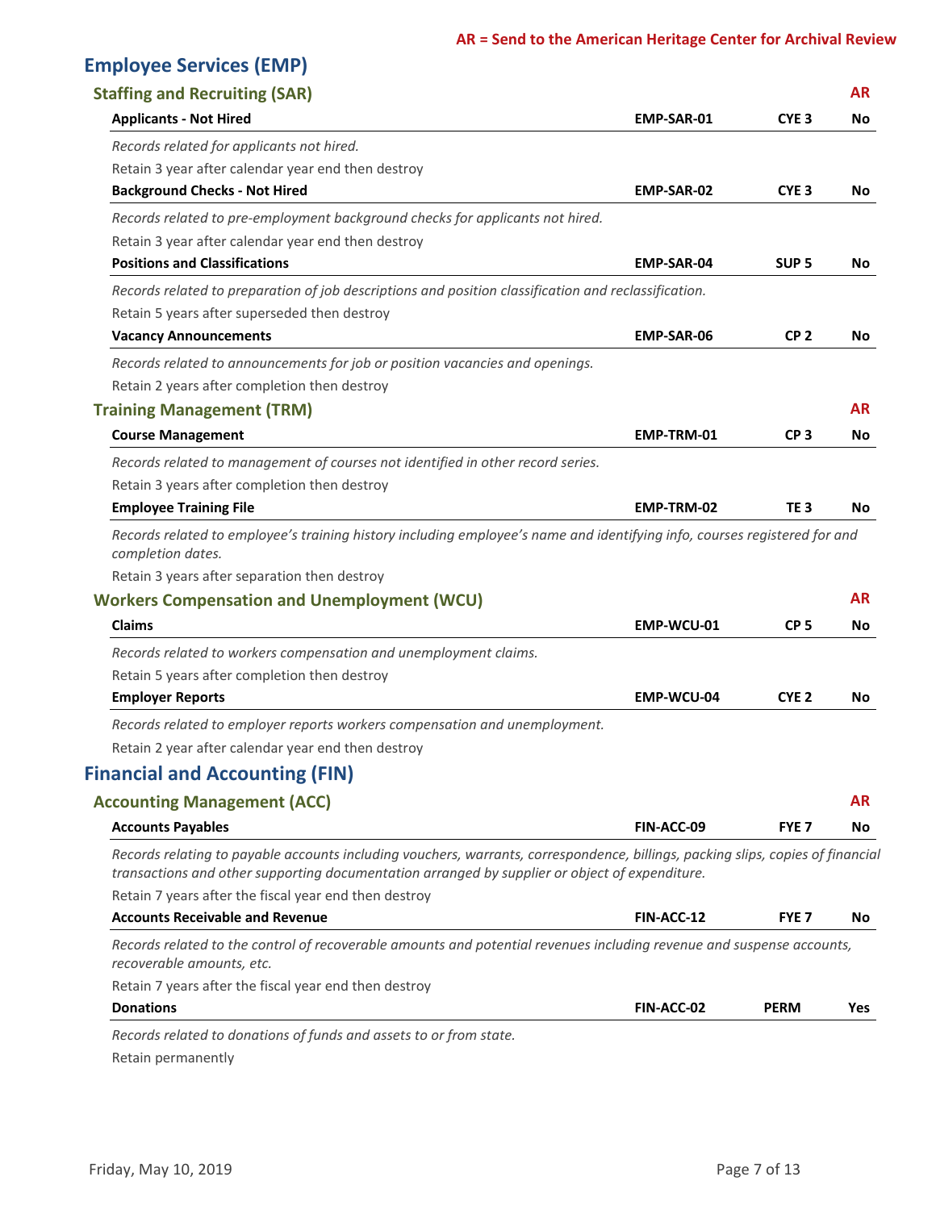**AR = Send to the American Heritage Center for Archival Review**

# Employee Services (EMP)

## Staffing and Recruiting (SAR)

| | | | AR |
|---|---|---|---|
| **Applicants - Not Hired** | **EMP-SAR-01** | **CYE 3** | **No** |

*Records related for applicants not hired.*

Retain 3 year after calendar year end then destroy

| | | | |
|---|---|---|---|
| **Background Checks - Not Hired** | **EMP-SAR-02** | **CYE 3** | **No** |

*Records related to pre-employment background checks for applicants not hired.*

Retain 3 year after calendar year end then destroy

| | | | |
|---|---|---|---|
| **Positions and Classifications** | **EMP-SAR-04** | **SUP 5** | **No** |

*Records related to preparation of job descriptions and position classification and reclassification.*

Retain 5 years after superseded then destroy

| | | | |
|---|---|---|---|
| **Vacancy Announcements** | **EMP-SAR-06** | **CP 2** | **No** |

*Records related to announcements for job or position vacancies and openings.*

Retain 2 years after completion then destroy

## Training Management (TRM)

| | | | AR |
|---|---|---|---|
| **Course Management** | **EMP-TRM-01** | **CP 3** | **No** |

*Records related to management of courses not identified in other record series.*

Retain 3 years after completion then destroy

| | | | |
|---|---|---|---|
| **Employee Training File** | **EMP-TRM-02** | **TE 3** | **No** |

*Records related to employee's training history including employee's name and identifying info, courses registered for and completion dates.*

Retain 3 years after separation then destroy

## Workers Compensation and Unemployment (WCU)

| | | | AR |
|---|---|---|---|
| **Claims** | **EMP-WCU-01** | **CP 5** | **No** |

*Records related to workers compensation and unemployment claims.*

Retain 5 years after completion then destroy

| | | | |
|---|---|---|---|
| **Employer Reports** | **EMP-WCU-04** | **CYE 2** | **No** |

*Records related to employer reports workers compensation and unemployment.*

Retain 2 year after calendar year end then destroy

# Financial and Accounting (FIN)

## Accounting Management (ACC)

| | | | AR |
|---|---|---|---|
| **Accounts Payables** | **FIN-ACC-09** | **FYE 7** | **No** |

*Records relating to payable accounts including vouchers, warrants, correspondence, billings, packing slips, copies of financial transactions and other supporting documentation arranged by supplier or object of expenditure.*

Retain 7 years after the fiscal year end then destroy

| | | | |
|---|---|---|---|
| **Accounts Receivable and Revenue** | **FIN-ACC-12** | **FYE 7** | **No** |

*Records related to the control of recoverable amounts and potential revenues including revenue and suspense accounts, recoverable amounts, etc.*

Retain 7 years after the fiscal year end then destroy

| | | | |
|---|---|---|---|
| **Donations** | **FIN-ACC-02** | **PERM** | **Yes** |

*Records related to donations of funds and assets to or from state.*

Retain permanently

Friday, May 10, 2019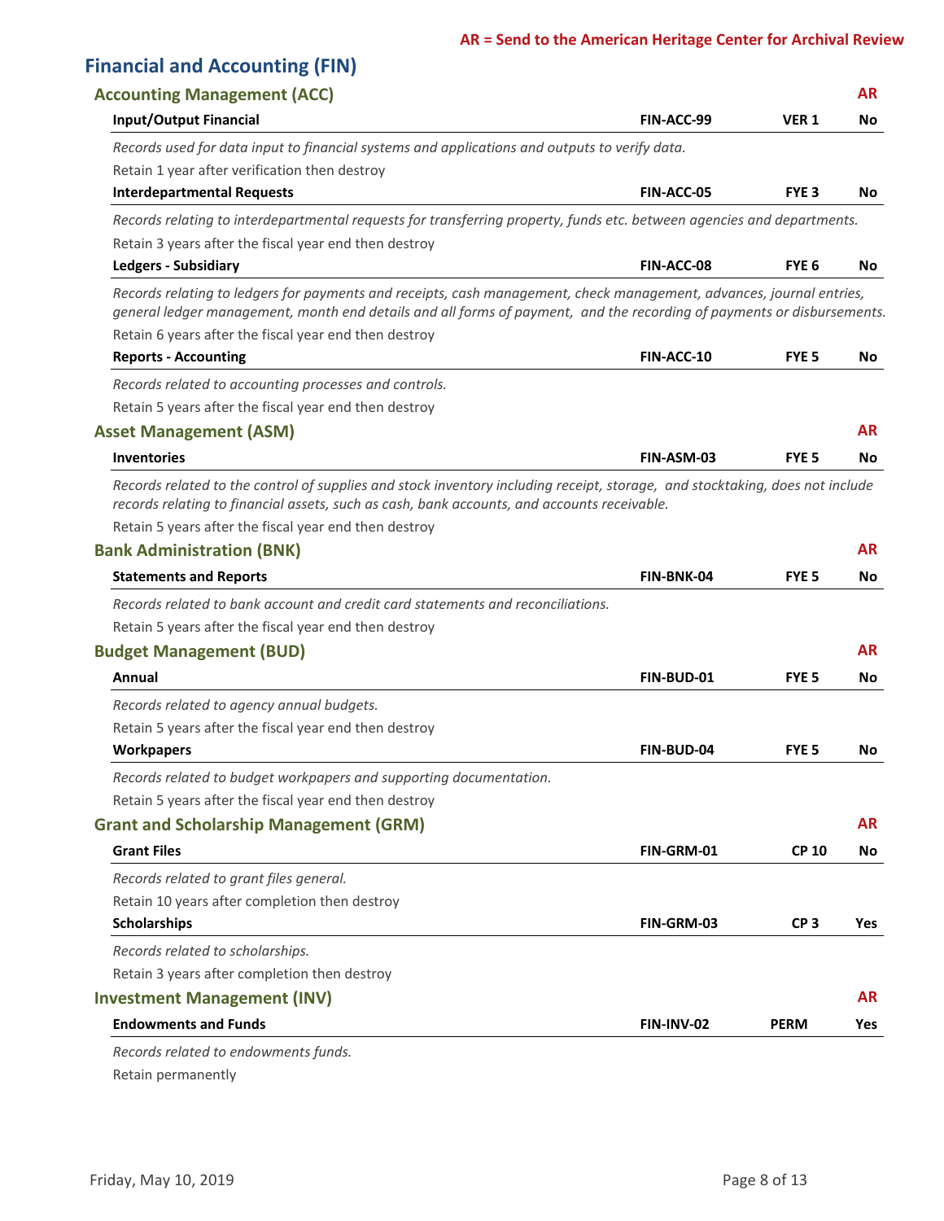**AR = Send to the American Heritage Center for Archival Review**

## Financial and Accounting (FIN)

### Accounting Management (ACC) — AR

| Title | Code | Retention | AR |
|---|---|---|---|
| **Input/Output Financial** | FIN-ACC-99 | VER 1 | No |

*Records used for data input to financial systems and applications and outputs to verify data.*

Retain 1 year after verification then destroy

| Title | Code | Retention | AR |
|---|---|---|---|
| **Interdepartmental Requests** | FIN-ACC-05 | FYE 3 | No |

*Records relating to interdepartmental requests for transferring property, funds etc. between agencies and departments.*

Retain 3 years after the fiscal year end then destroy

| Title | Code | Retention | AR |
|---|---|---|---|
| **Ledgers - Subsidiary** | FIN-ACC-08 | FYE 6 | No |

*Records relating to ledgers for payments and receipts, cash management, check management, advances, journal entries, general ledger management, month end details and all forms of payment, and the recording of payments or disbursements.*

Retain 6 years after the fiscal year end then destroy

| Title | Code | Retention | AR |
|---|---|---|---|
| **Reports - Accounting** | FIN-ACC-10 | FYE 5 | No |

*Records related to accounting processes and controls.*

Retain 5 years after the fiscal year end then destroy

### Asset Management (ASM) — AR

| Title | Code | Retention | AR |
|---|---|---|---|
| **Inventories** | FIN-ASM-03 | FYE 5 | No |

*Records related to the control of supplies and stock inventory including receipt, storage, and stocktaking, does not include records relating to financial assets, such as cash, bank accounts, and accounts receivable.*

Retain 5 years after the fiscal year end then destroy

### Bank Administration (BNK) — AR

| Title | Code | Retention | AR |
|---|---|---|---|
| **Statements and Reports** | FIN-BNK-04 | FYE 5 | No |

*Records related to bank account and credit card statements and reconciliations.*

Retain 5 years after the fiscal year end then destroy

### Budget Management (BUD) — AR

| Title | Code | Retention | AR |
|---|---|---|---|
| **Annual** | FIN-BUD-01 | FYE 5 | No |

*Records related to agency annual budgets.*

Retain 5 years after the fiscal year end then destroy

| Title | Code | Retention | AR |
|---|---|---|---|
| **Workpapers** | FIN-BUD-04 | FYE 5 | No |

*Records related to budget workpapers and supporting documentation.*

Retain 5 years after the fiscal year end then destroy

### Grant and Scholarship Management (GRM) — AR

| Title | Code | Retention | AR |
|---|---|---|---|
| **Grant Files** | FIN-GRM-01 | CP 10 | No |

*Records related to grant files general.*

Retain 10 years after completion then destroy

| Title | Code | Retention | AR |
|---|---|---|---|
| **Scholarships** | FIN-GRM-03 | CP 3 | Yes |

*Records related to scholarships.*

Retain 3 years after completion then destroy

### Investment Management (INV) — AR

| Title | Code | Retention | AR |
|---|---|---|---|
| **Endowments and Funds** | FIN-INV-02 | PERM | Yes |

*Records related to endowments funds.*

Retain permanently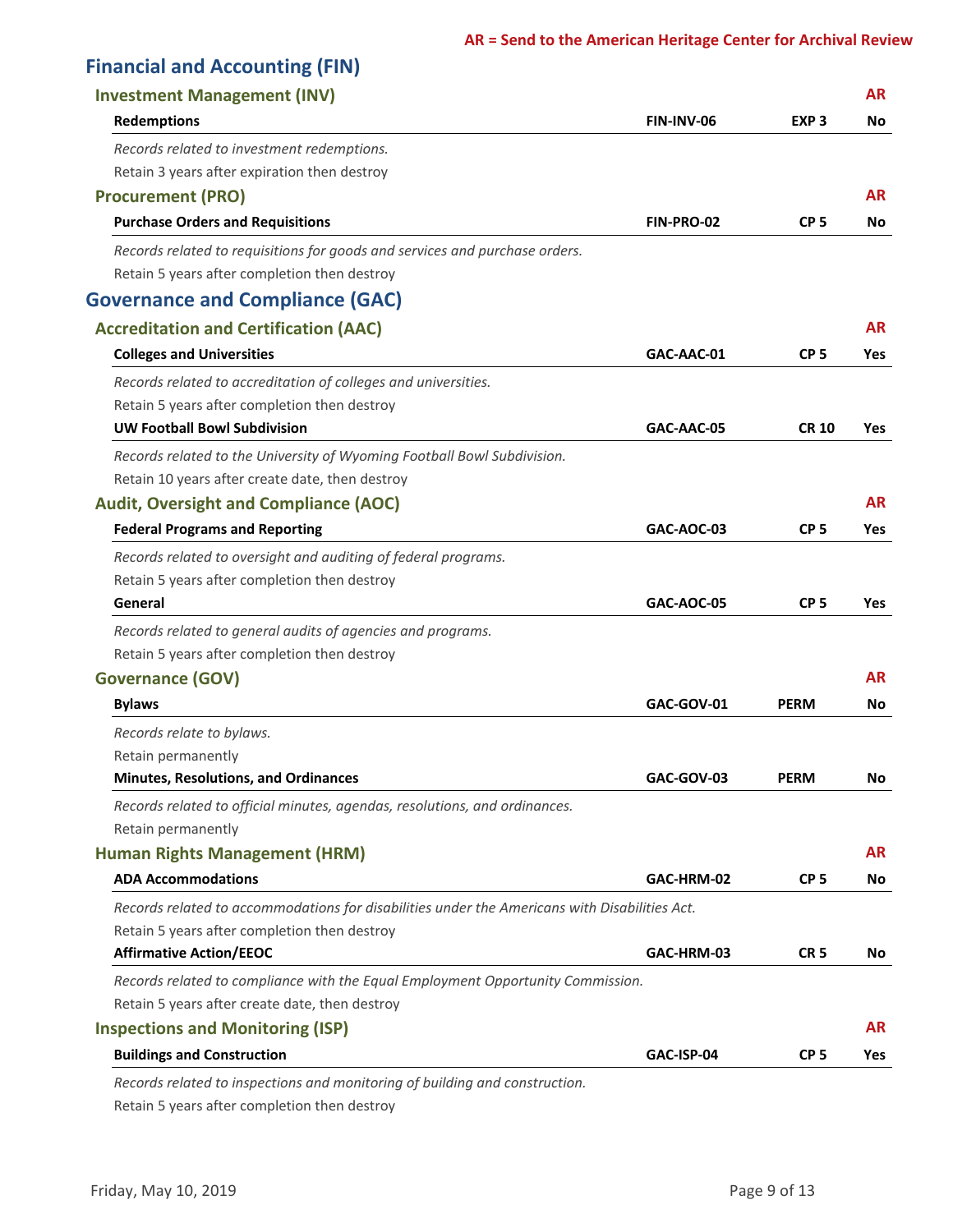**AR = Send to the American Heritage Center for Archival Review**

## Financial and Accounting (FIN)

### Investment Management (INV)

| | | | AR |
|---|---|---|---|
| **Redemptions** | **FIN-INV-06** | **EXP 3** | **No** |

*Records related to investment redemptions.*

Retain 3 years after expiration then destroy

### Procurement (PRO)

| | | | AR |
|---|---|---|---|
| **Purchase Orders and Requisitions** | **FIN-PRO-02** | **CP 5** | **No** |

*Records related to requisitions for goods and services and purchase orders.*

Retain 5 years after completion then destroy

## Governance and Compliance (GAC)

### Accreditation and Certification (AAC)

| | | | AR |
|---|---|---|---|
| **Colleges and Universities** | **GAC-AAC-01** | **CP 5** | **Yes** |

*Records related to accreditation of colleges and universities.*

Retain 5 years after completion then destroy

| | | | |
|---|---|---|---|
| **UW Football Bowl Subdivision** | **GAC-AAC-05** | **CR 10** | **Yes** |

*Records related to the University of Wyoming Football Bowl Subdivision.*

Retain 10 years after create date, then destroy

### Audit, Oversight and Compliance (AOC)

| | | | AR |
|---|---|---|---|
| **Federal Programs and Reporting** | **GAC-AOC-03** | **CP 5** | **Yes** |

*Records related to oversight and auditing of federal programs.*

Retain 5 years after completion then destroy

| | | | |
|---|---|---|---|
| **General** | **GAC-AOC-05** | **CP 5** | **Yes** |

*Records related to general audits of agencies and programs.*

Retain 5 years after completion then destroy

### Governance (GOV)

| | | | AR |
|---|---|---|---|
| **Bylaws** | **GAC-GOV-01** | **PERM** | **No** |

*Records relate to bylaws.*

Retain permanently

| | | | |
|---|---|---|---|
| **Minutes, Resolutions, and Ordinances** | **GAC-GOV-03** | **PERM** | **No** |

*Records related to official minutes, agendas, resolutions, and ordinances.*

Retain permanently

### Human Rights Management (HRM)

| | | | AR |
|---|---|---|---|
| **ADA Accommodations** | **GAC-HRM-02** | **CP 5** | **No** |

*Records related to accommodations for disabilities under the Americans with Disabilities Act.*

Retain 5 years after completion then destroy

| | | | |
|---|---|---|---|
| **Affirmative Action/EEOC** | **GAC-HRM-03** | **CR 5** | **No** |

*Records related to compliance with the Equal Employment Opportunity Commission.*

Retain 5 years after create date, then destroy

### Inspections and Monitoring (ISP)

| | | | AR |
|---|---|---|---|
| **Buildings and Construction** | **GAC-ISP-04** | **CP 5** | **Yes** |

*Records related to inspections and monitoring of building and construction.*

Retain 5 years after completion then destroy

Friday, May 10, 2019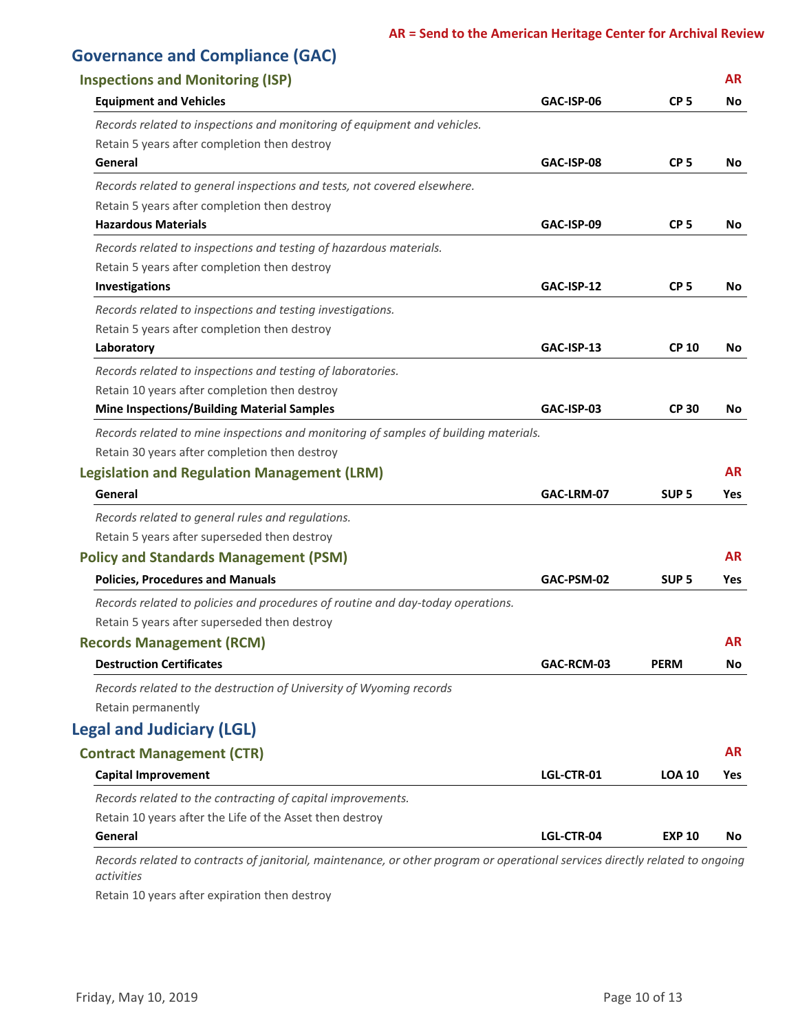**AR = Send to the American Heritage Center for Archival Review**

# Governance and Compliance (GAC)

## Inspections and Monitoring (ISP)

| | | | AR |
|---|---|---|---|
| **Equipment and Vehicles** | **GAC-ISP-06** | **CP 5** | **No** |

*Records related to inspections and monitoring of equipment and vehicles.*

Retain 5 years after completion then destroy

| | | | |
|---|---|---|---|
| **General** | **GAC-ISP-08** | **CP 5** | **No** |

*Records related to general inspections and tests, not covered elsewhere.*

Retain 5 years after completion then destroy

| | | | |
|---|---|---|---|
| **Hazardous Materials** | **GAC-ISP-09** | **CP 5** | **No** |

*Records related to inspections and testing of hazardous materials.*

Retain 5 years after completion then destroy

| | | | |
|---|---|---|---|
| **Investigations** | **GAC-ISP-12** | **CP 5** | **No** |

*Records related to inspections and testing investigations.*

Retain 5 years after completion then destroy

| | | | |
|---|---|---|---|
| **Laboratory** | **GAC-ISP-13** | **CP 10** | **No** |

*Records related to inspections and testing of laboratories.*

Retain 10 years after completion then destroy

| | | | |
|---|---|---|---|
| **Mine Inspections/Building Material Samples** | **GAC-ISP-03** | **CP 30** | **No** |

*Records related to mine inspections and monitoring of samples of building materials.*

Retain 30 years after completion then destroy

## Legislation and Regulation Management (LRM)

| | | | AR |
|---|---|---|---|
| **General** | **GAC-LRM-07** | **SUP 5** | **Yes** |

*Records related to general rules and regulations.*

Retain 5 years after superseded then destroy

## Policy and Standards Management (PSM)

| | | | AR |
|---|---|---|---|
| **Policies, Procedures and Manuals** | **GAC-PSM-02** | **SUP 5** | **Yes** |

*Records related to policies and procedures of routine and day-today operations.*

Retain 5 years after superseded then destroy

## Records Management (RCM)

| | | | AR |
|---|---|---|---|
| **Destruction Certificates** | **GAC-RCM-03** | **PERM** | **No** |

*Records related to the destruction of University of Wyoming records*

Retain permanently

# Legal and Judiciary (LGL)

## Contract Management (CTR)

| | | | AR |
|---|---|---|---|
| **Capital Improvement** | **LGL-CTR-01** | **LOA 10** | **Yes** |

*Records related to the contracting of capital improvements.*

Retain 10 years after the Life of the Asset then destroy

| | | | |
|---|---|---|---|
| **General** | **LGL-CTR-04** | **EXP 10** | **No** |

*Records related to contracts of janitorial, maintenance, or other program or operational services directly related to ongoing activities*

Retain 10 years after expiration then destroy

Friday, May 10, 2019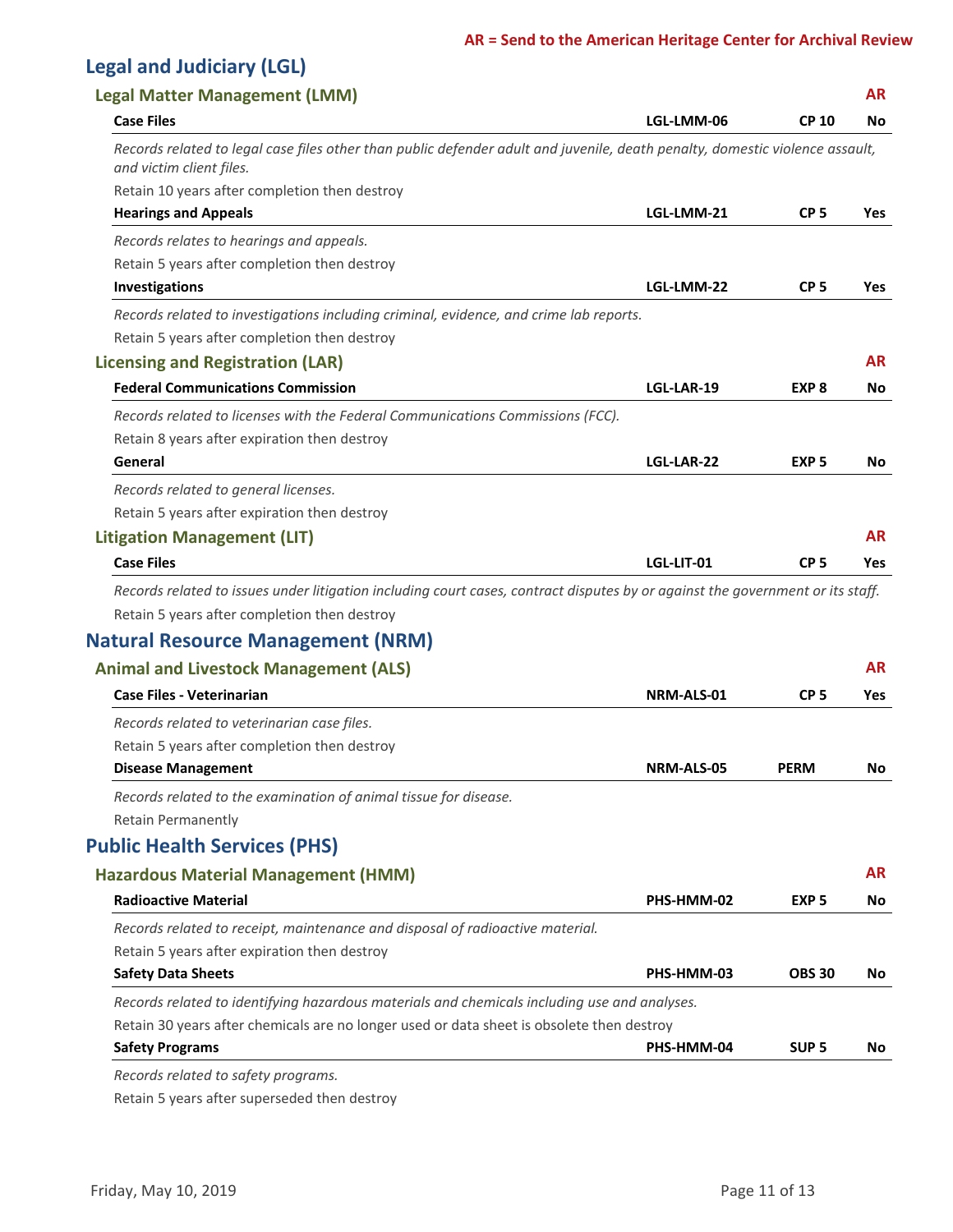**AR = Send to the American Heritage Center for Archival Review**

# Legal and Judiciary (LGL)

## Legal Matter Management (LMM)

| | | | AR |
|---|---|---|---|
| **Case Files** | **LGL-LMM-06** | **CP 10** | **No** |

*Records related to legal case files other than public defender adult and juvenile, death penalty, domestic violence assault, and victim client files.*

Retain 10 years after completion then destroy

| | | | |
|---|---|---|---|
| **Hearings and Appeals** | **LGL-LMM-21** | **CP 5** | **Yes** |

*Records relates to hearings and appeals.*

Retain 5 years after completion then destroy

| | | | |
|---|---|---|---|
| **Investigations** | **LGL-LMM-22** | **CP 5** | **Yes** |

*Records related to investigations including criminal, evidence, and crime lab reports.*

Retain 5 years after completion then destroy

## Licensing and Registration (LAR)

| | | | AR |
|---|---|---|---|
| **Federal Communications Commission** | **LGL-LAR-19** | **EXP 8** | **No** |

*Records related to licenses with the Federal Communications Commissions (FCC).*

Retain 8 years after expiration then destroy

| | | | |
|---|---|---|---|
| **General** | **LGL-LAR-22** | **EXP 5** | **No** |

*Records related to general licenses.*

Retain 5 years after expiration then destroy

## Litigation Management (LIT)

| | | | AR |
|---|---|---|---|
| **Case Files** | **LGL-LIT-01** | **CP 5** | **Yes** |

*Records related to issues under litigation including court cases, contract disputes by or against the government or its staff.*

Retain 5 years after completion then destroy

# Natural Resource Management (NRM)

## Animal and Livestock Management (ALS)

| | | | AR |
|---|---|---|---|
| **Case Files - Veterinarian** | **NRM-ALS-01** | **CP 5** | **Yes** |

*Records related to veterinarian case files.*

Retain 5 years after completion then destroy

| | | | |
|---|---|---|---|
| **Disease Management** | **NRM-ALS-05** | **PERM** | **No** |

*Records related to the examination of animal tissue for disease.*

Retain Permanently

# Public Health Services (PHS)

## Hazardous Material Management (HMM)

| | | | AR |
|---|---|---|---|
| **Radioactive Material** | **PHS-HMM-02** | **EXP 5** | **No** |

*Records related to receipt, maintenance and disposal of radioactive material.*

Retain 5 years after expiration then destroy

| | | | |
|---|---|---|---|
| **Safety Data Sheets** | **PHS-HMM-03** | **OBS 30** | **No** |

*Records related to identifying hazardous materials and chemicals including use and analyses.*

Retain 30 years after chemicals are no longer used or data sheet is obsolete then destroy

| | | | |
|---|---|---|---|
| **Safety Programs** | **PHS-HMM-04** | **SUP 5** | **No** |

*Records related to safety programs.*

Retain 5 years after superseded then destroy

Friday, May 10, 2019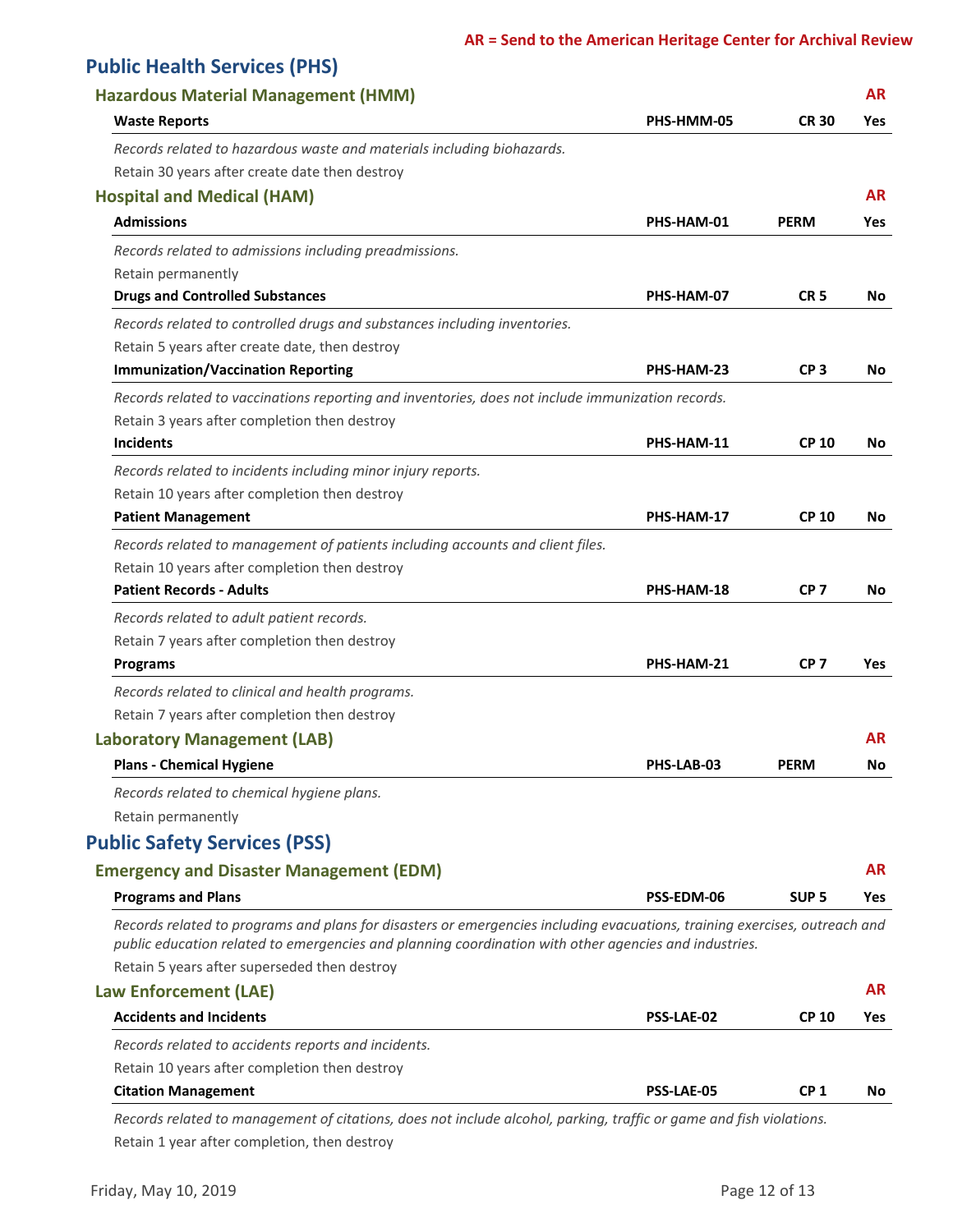**AR = Send to the American Heritage Center for Archival Review**

## Public Health Services (PHS)

### Hazardous Material Management (HMM) — AR

| | | | |
|---|---|---|---|
| **Waste Reports** | **PHS-HMM-05** | **CR 30** | **Yes** |

*Records related to hazardous waste and materials including biohazards.*

Retain 30 years after create date then destroy

### Hospital and Medical (HAM) — AR

| | | | |
|---|---|---|---|
| **Admissions** | **PHS-HAM-01** | **PERM** | **Yes** |

*Records related to admissions including preadmissions.*

Retain permanently

| | | | |
|---|---|---|---|
| **Drugs and Controlled Substances** | **PHS-HAM-07** | **CR 5** | **No** |

*Records related to controlled drugs and substances including inventories.*

Retain 5 years after create date, then destroy

| | | | |
|---|---|---|---|
| **Immunization/Vaccination Reporting** | **PHS-HAM-23** | **CP 3** | **No** |

*Records related to vaccinations reporting and inventories, does not include immunization records.*

Retain 3 years after completion then destroy

| | | | |
|---|---|---|---|
| **Incidents** | **PHS-HAM-11** | **CP 10** | **No** |

*Records related to incidents including minor injury reports.*

Retain 10 years after completion then destroy

| | | | |
|---|---|---|---|
| **Patient Management** | **PHS-HAM-17** | **CP 10** | **No** |

*Records related to management of patients including accounts and client files.*

Retain 10 years after completion then destroy

| | | | |
|---|---|---|---|
| **Patient Records - Adults** | **PHS-HAM-18** | **CP 7** | **No** |

*Records related to adult patient records.*

Retain 7 years after completion then destroy

| | | | |
|---|---|---|---|
| **Programs** | **PHS-HAM-21** | **CP 7** | **Yes** |

*Records related to clinical and health programs.*

Retain 7 years after completion then destroy

### Laboratory Management (LAB) — AR

| | | | |
|---|---|---|---|
| **Plans - Chemical Hygiene** | **PHS-LAB-03** | **PERM** | **No** |

*Records related to chemical hygiene plans.*

Retain permanently

## Public Safety Services (PSS)

### Emergency and Disaster Management (EDM) — AR

| | | | |
|---|---|---|---|
| **Programs and Plans** | **PSS-EDM-06** | **SUP 5** | **Yes** |

*Records related to programs and plans for disasters or emergencies including evacuations, training exercises, outreach and public education related to emergencies and planning coordination with other agencies and industries.*

Retain 5 years after superseded then destroy

### Law Enforcement (LAE) — AR

| | | | |
|---|---|---|---|
| **Accidents and Incidents** | **PSS-LAE-02** | **CP 10** | **Yes** |

*Records related to accidents reports and incidents.*

Retain 10 years after completion then destroy

| | | | |
|---|---|---|---|
| **Citation Management** | **PSS-LAE-05** | **CP 1** | **No** |

*Records related to management of citations, does not include alcohol, parking, traffic or game and fish violations.*

Retain 1 year after completion, then destroy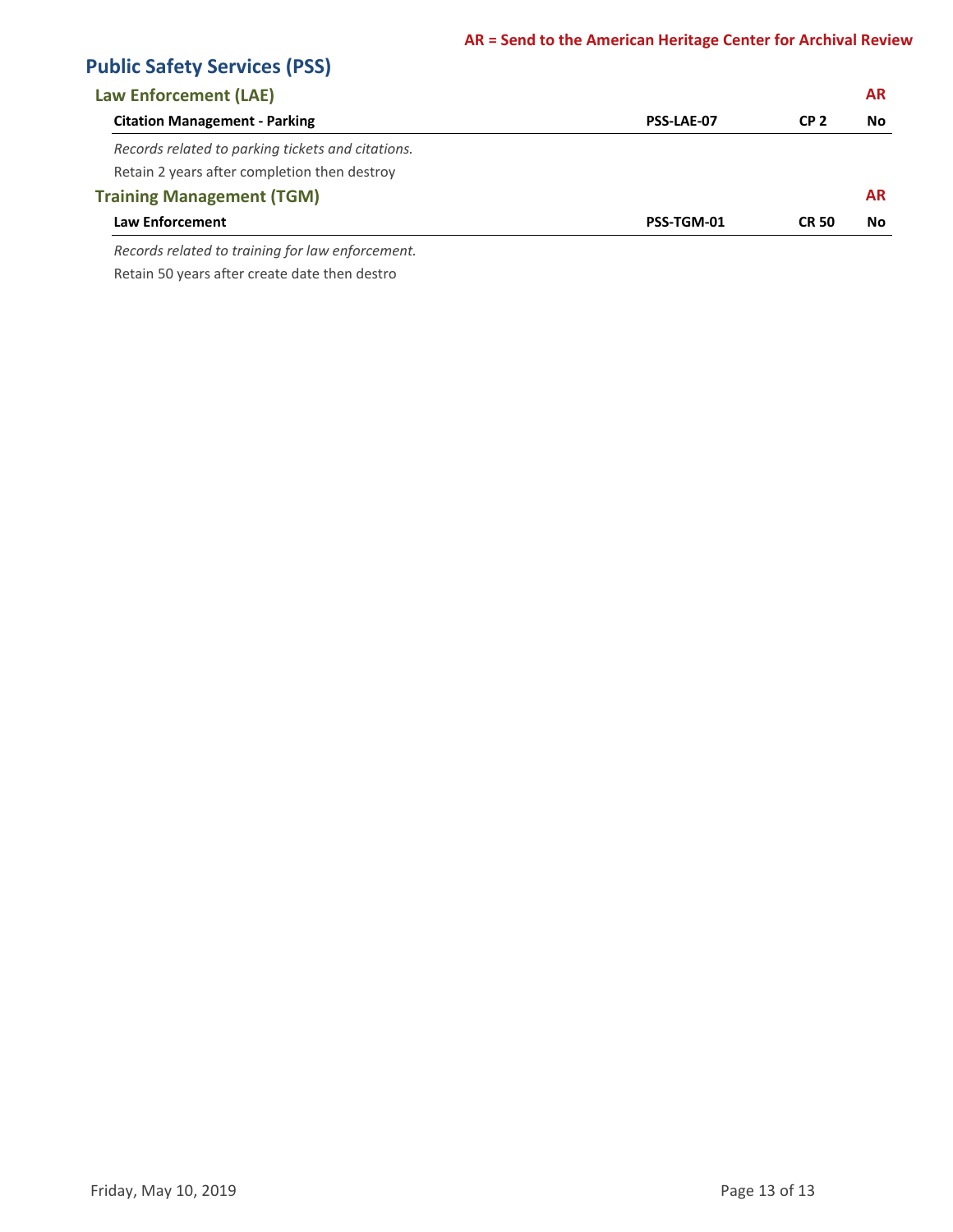**AR = Send to the American Heritage Center for Archival Review**

# Public Safety Services (PSS)

## Law Enforcement (LAE)

| | | | AR |
|---|---|---|---|
| **Citation Management - Parking** | **PSS-LAE-07** | **CP 2** | **No** |

*Records related to parking tickets and citations.*

Retain 2 years after completion then destroy

## Training Management (TGM)

| | | | AR |
|---|---|---|---|
| **Law Enforcement** | **PSS-TGM-01** | **CR 50** | **No** |

*Records related to training for law enforcement.*

Retain 50 years after create date then destro